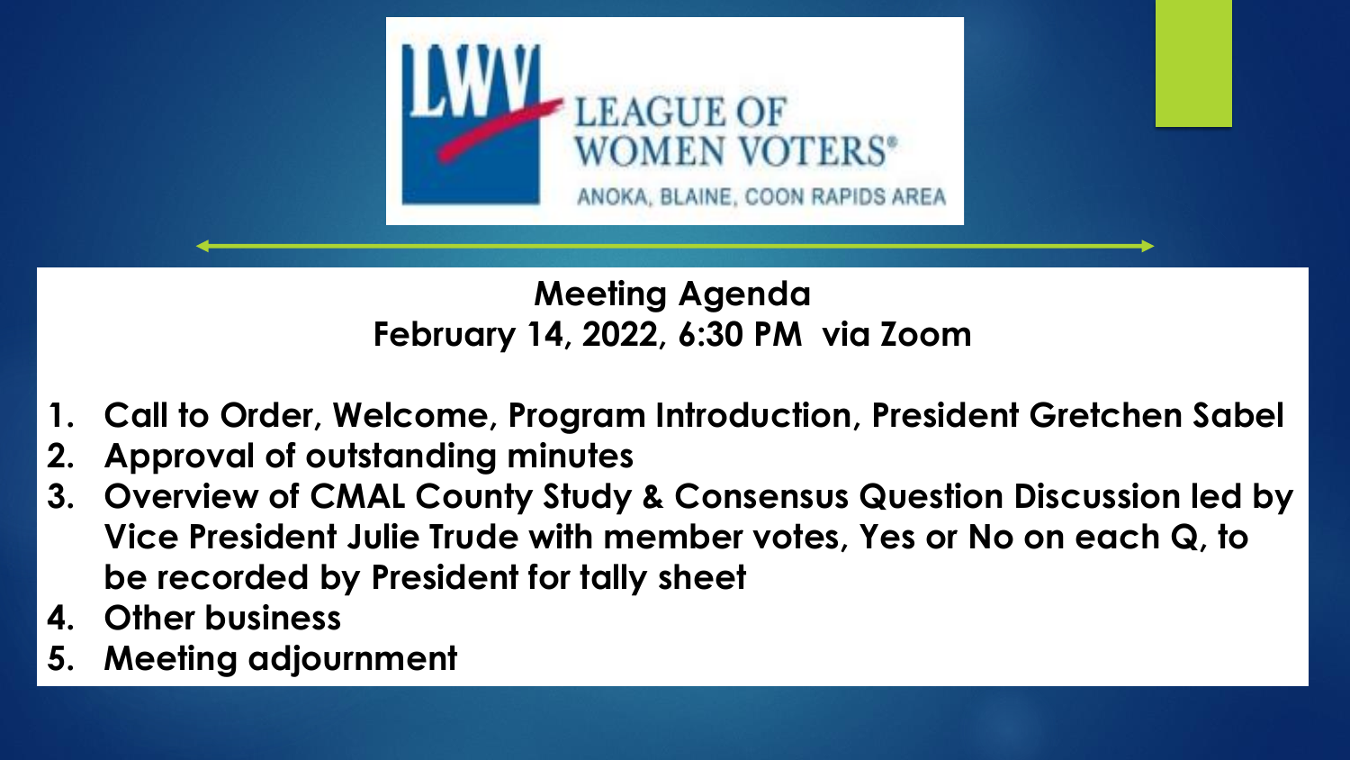LEAGUE OF WOMEN VOTERS®
ANOKA, BLAINE, COON RAPIDS AREA

## Meeting Agenda
## February 14, 2022, 6:30 PM via Zoom

1. **Call to Order, Welcome, Program Introduction, President Gretchen Sabel**
2. **Approval of outstanding minutes**
3. **Overview of CMAL County Study & Consensus Question Discussion led by Vice President Julie Trude with member votes, Yes or No on each Q, to be recorded by President for tally sheet**
4. **Other business**
5. **Meeting adjournment**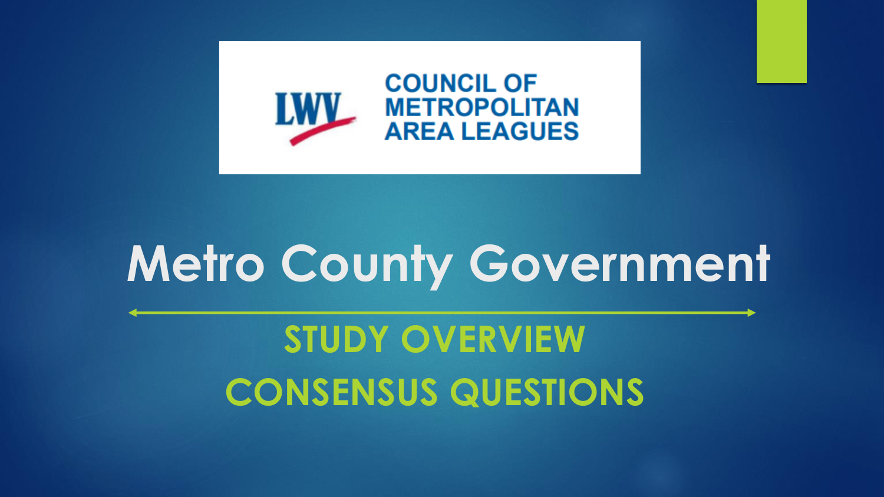LWV COUNCIL OF METROPOLITAN AREA LEAGUES

# Metro County Government

## STUDY OVERVIEW

## CONSENSUS QUESTIONS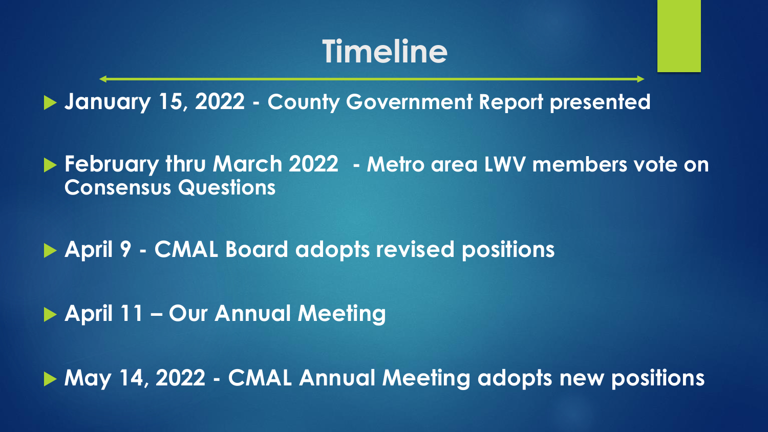# Timeline

- **January 15, 2022 - County Government Report presented**
- **February thru March 2022 - Metro area LWV members vote on Consensus Questions**
- **April 9 - CMAL Board adopts revised positions**
- **April 11 – Our Annual Meeting**
- **May 14, 2022 - CMAL Annual Meeting adopts new positions**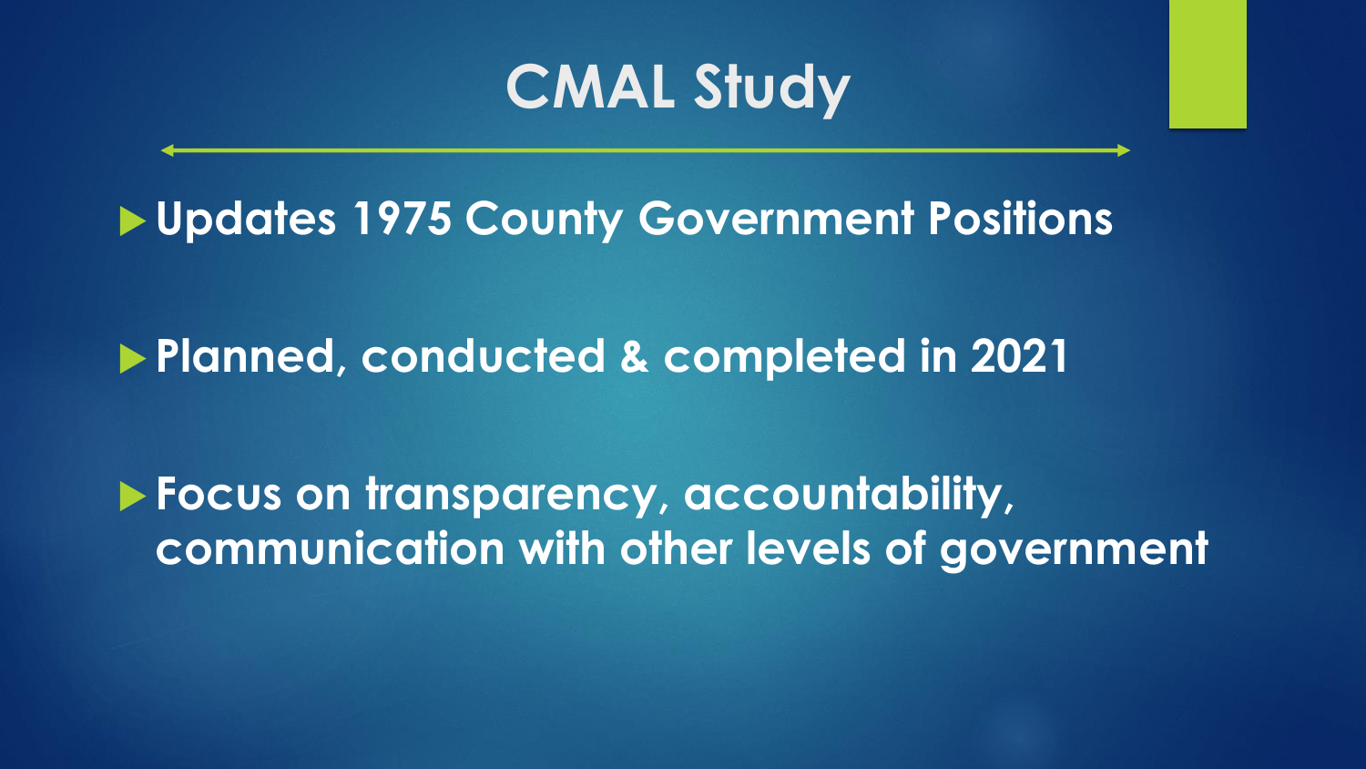# CMAL Study

- **Updates 1975 County Government Positions**
- **Planned, conducted & completed in 2021**
- **Focus on transparency, accountability, communication with other levels of government**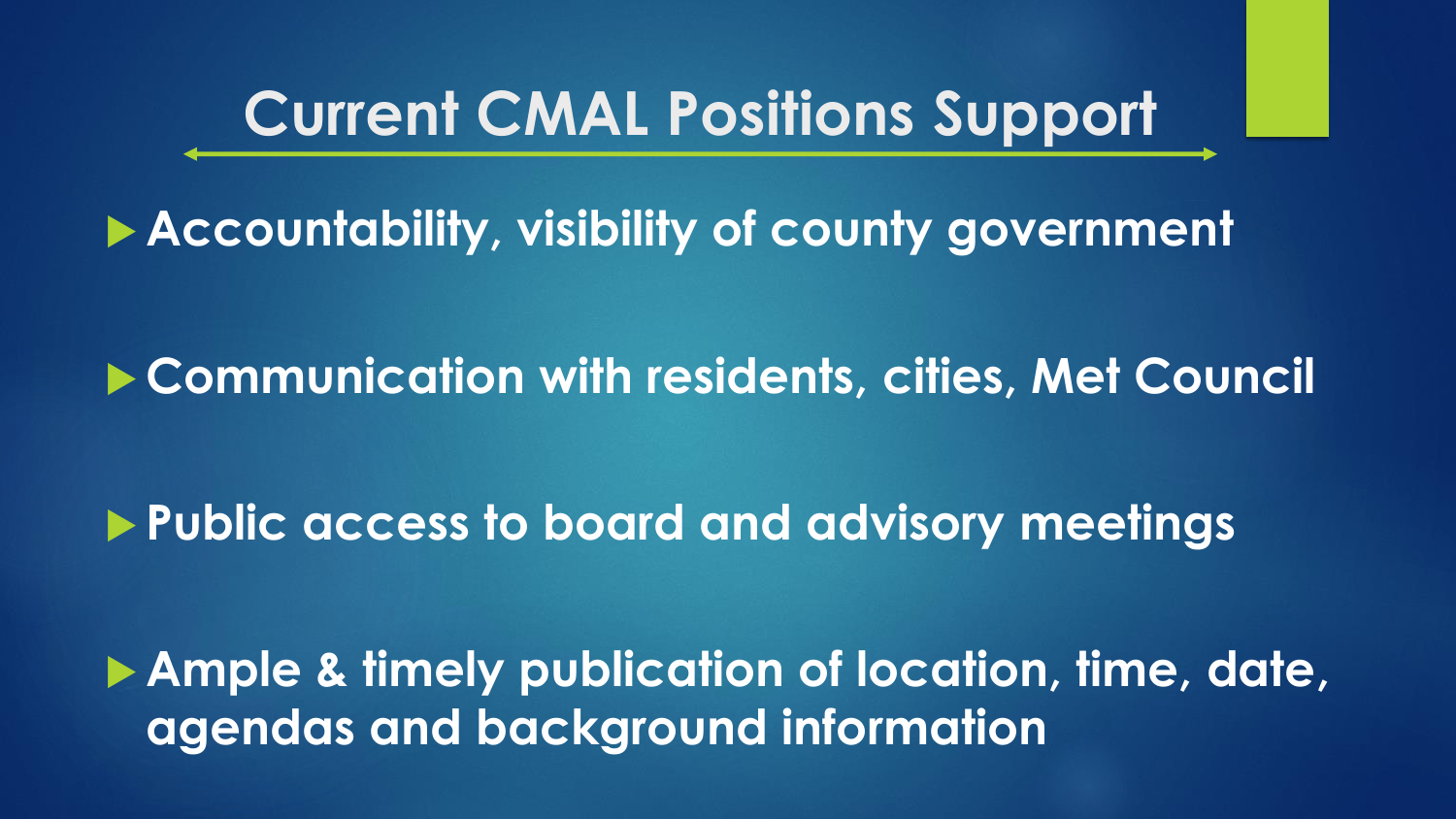# Current CMAL Positions Support

- **Accountability, visibility of county government**
- **Communication with residents, cities, Met Council**
- **Public access to board and advisory meetings**
- **Ample & timely publication of location, time, date, agendas and background information**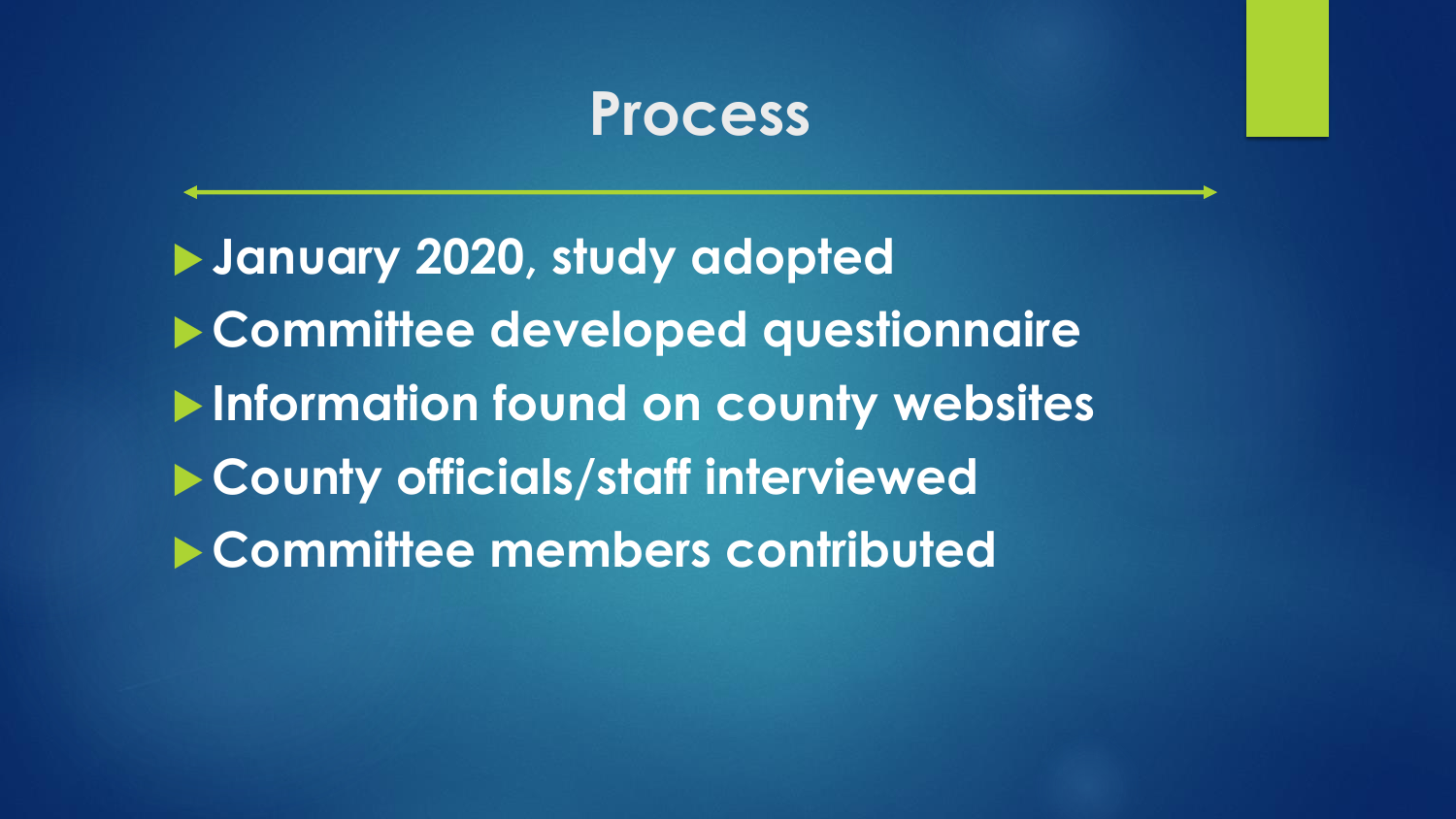# Process

- **January 2020, study adopted**
- **Committee developed questionnaire**
- **Information found on county websites**
- **County officials/staff interviewed**
- **Committee members contributed**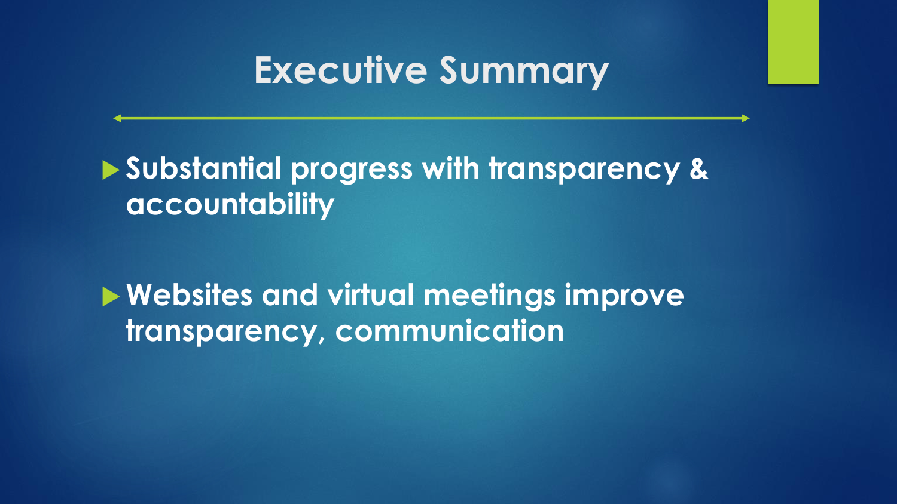# Executive Summary

- **Substantial progress with transparency & accountability**
- **Websites and virtual meetings improve transparency, communication**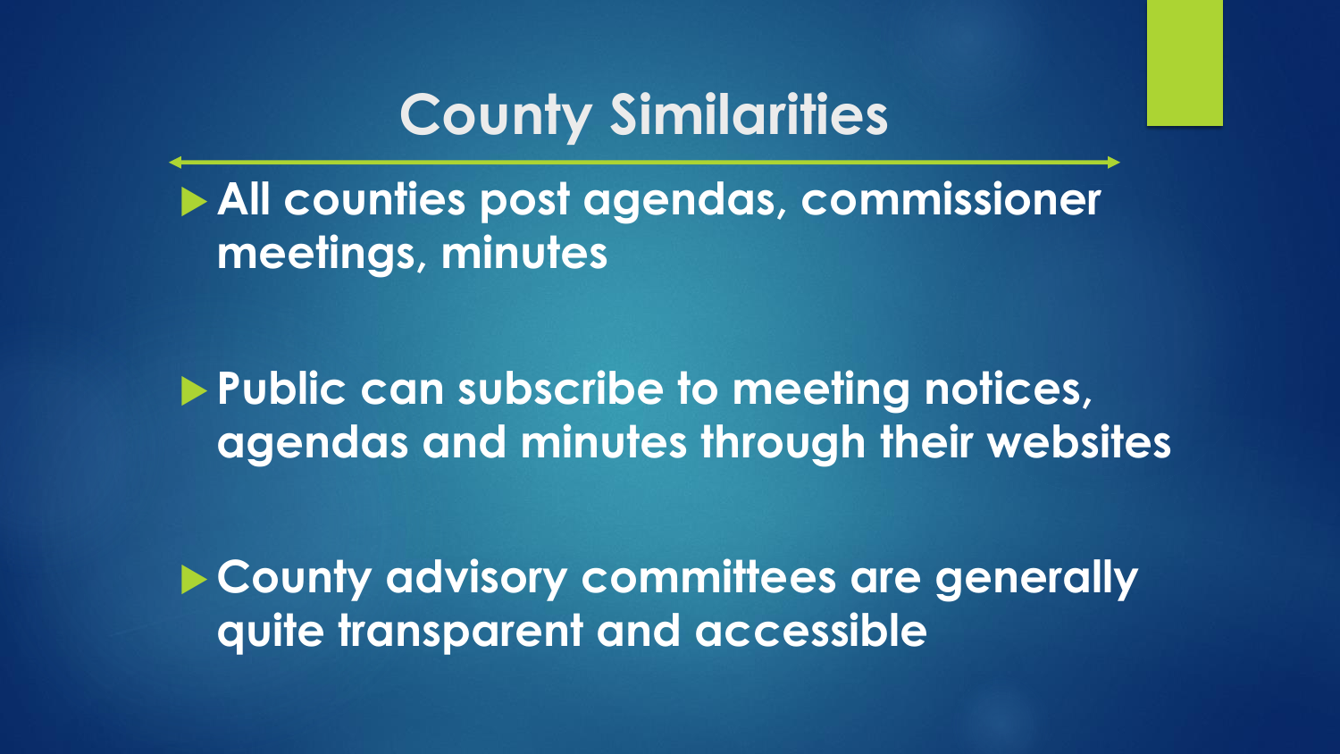# County Similarities

- **All counties post agendas, commissioner meetings, minutes**
- **Public can subscribe to meeting notices, agendas and minutes through their websites**
- **County advisory committees are generally quite transparent and accessible**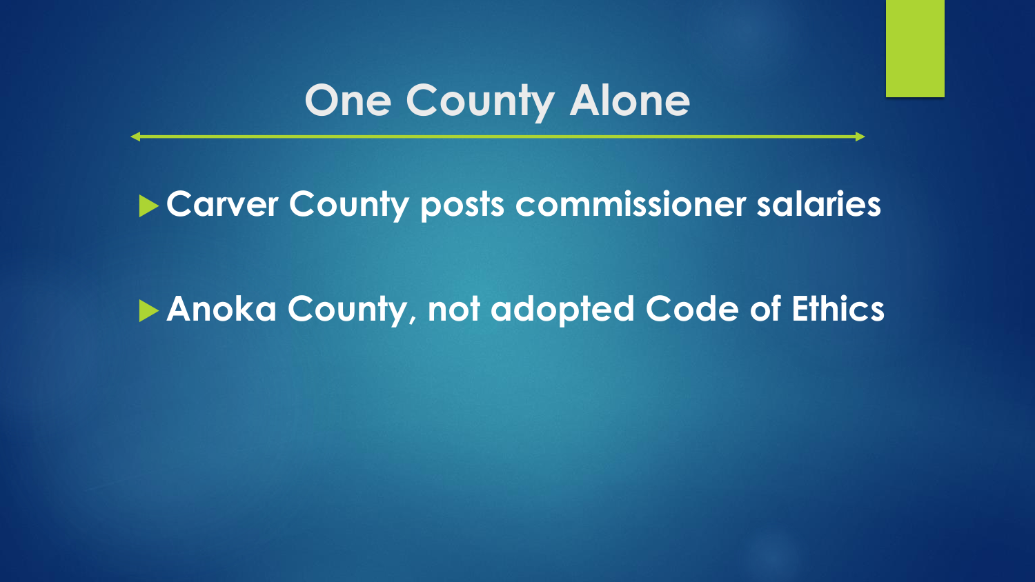# One County Alone

- **Carver County posts commissioner salaries**
- **Anoka County, not adopted Code of Ethics**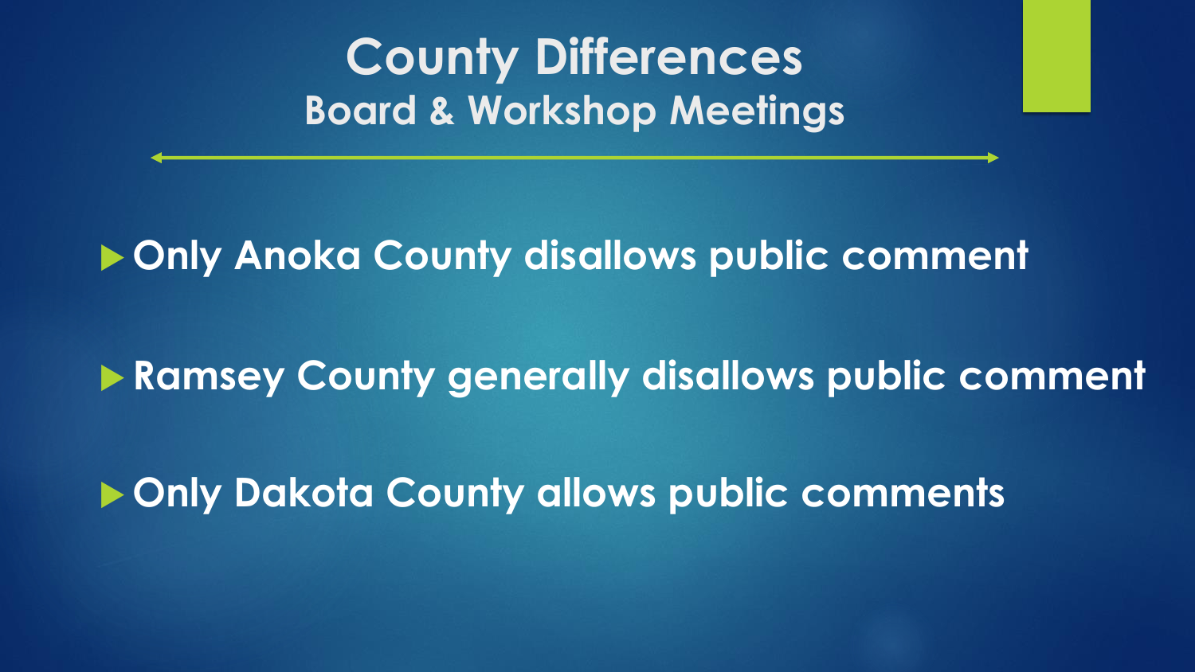# County Differences

## Board & Workshop Meetings

- **Only Anoka County disallows public comment**
- **Ramsey County generally disallows public comment**
- **Only Dakota County allows public comments**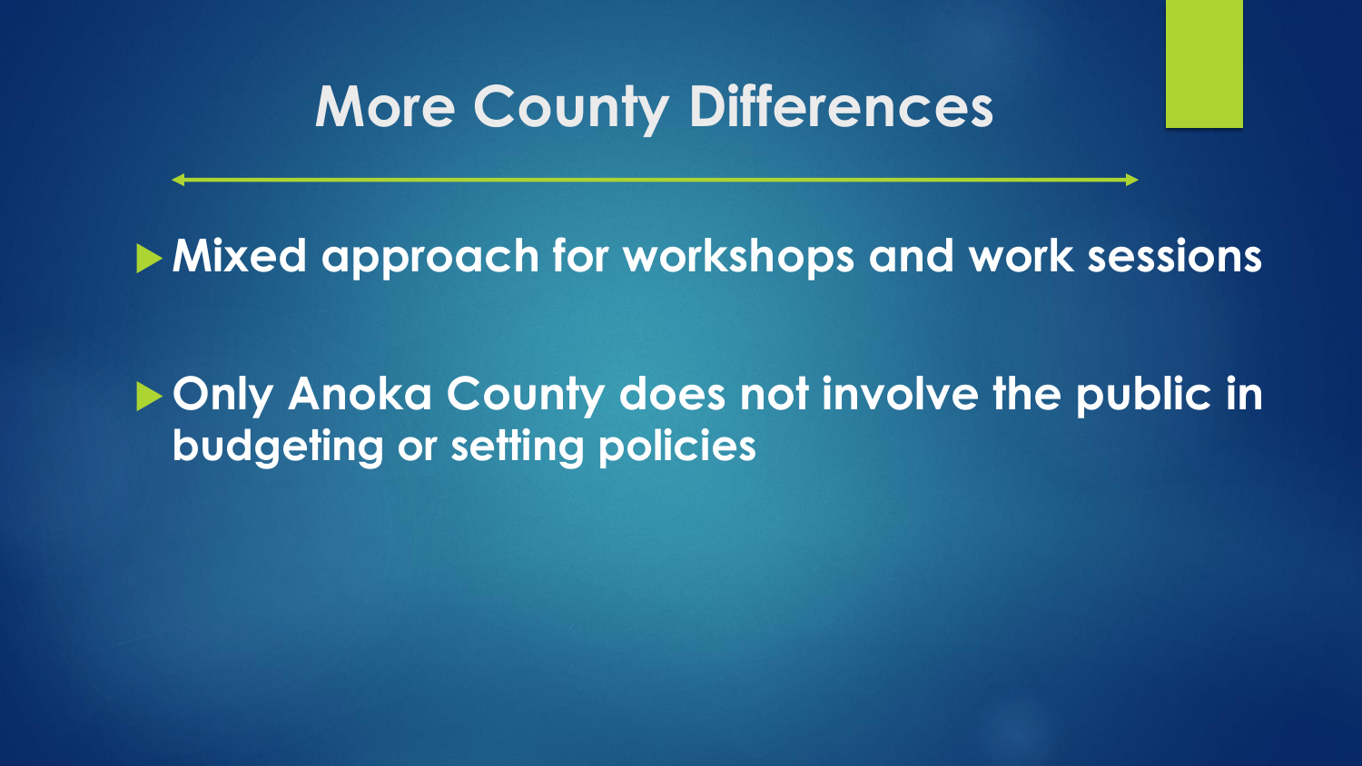# More County Differences

- **Mixed approach for workshops and work sessions**
- **Only Anoka County does not involve the public in budgeting or setting policies**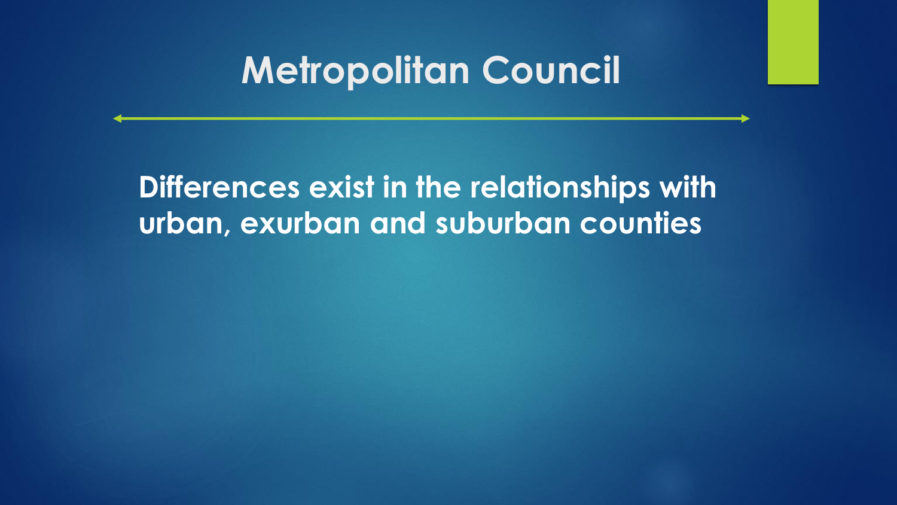# Metropolitan Council

**Differences exist in the relationships with urban, exurban and suburban counties**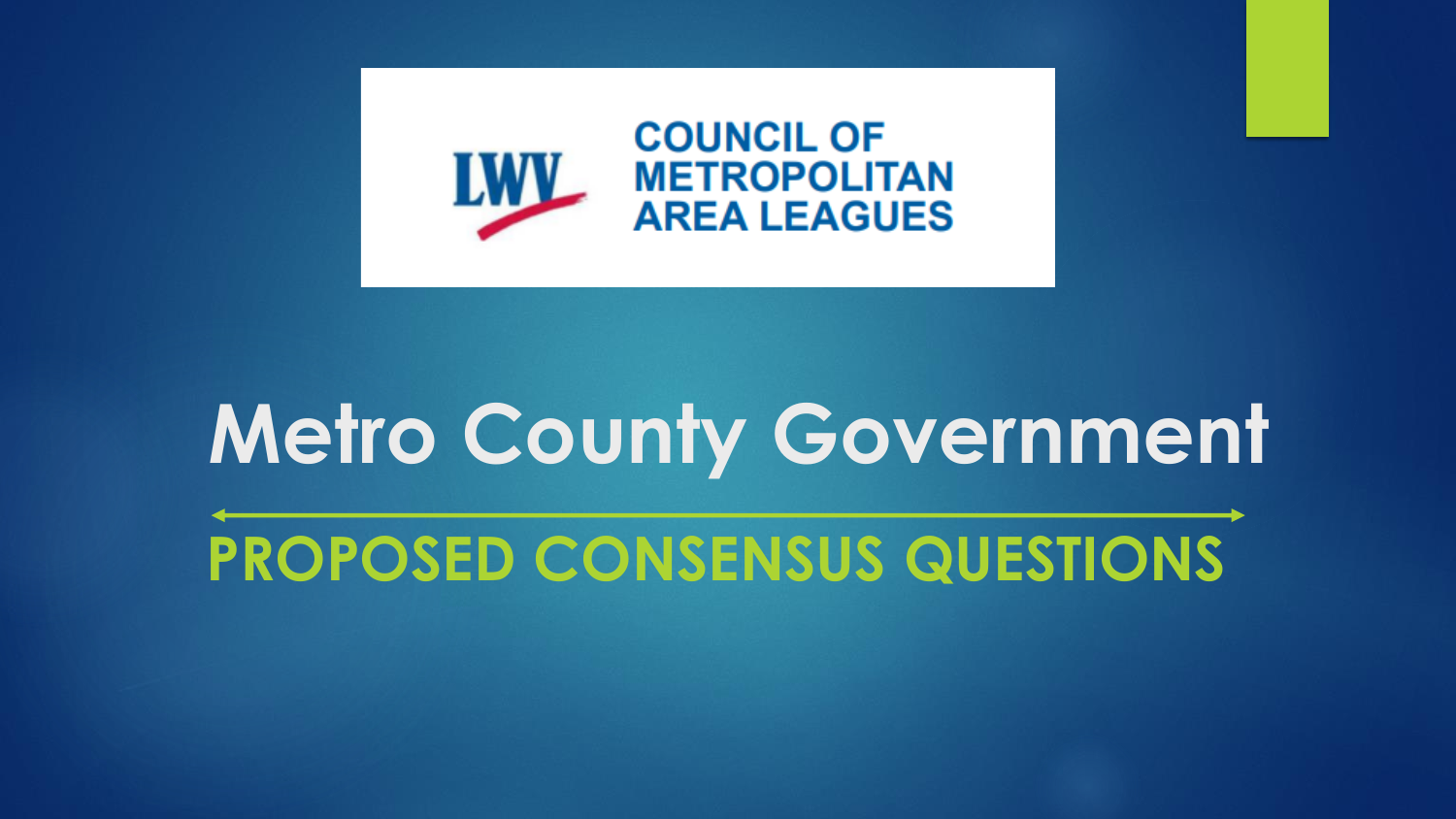LWV COUNCIL OF METROPOLITAN AREA LEAGUES

# Metro County Government

## PROPOSED CONSENSUS QUESTIONS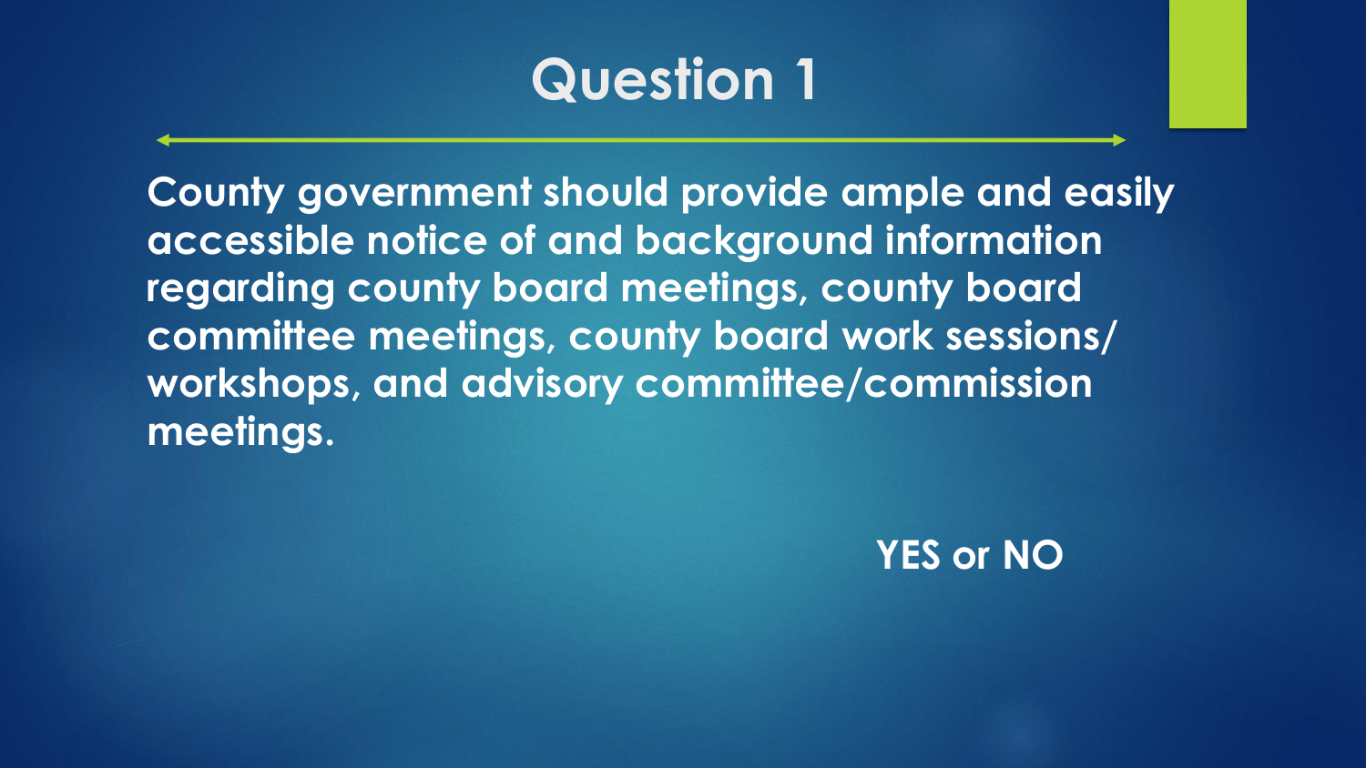# Question 1

**County government should provide ample and easily accessible notice of and background information regarding county board meetings, county board committee meetings, county board work sessions/ workshops, and advisory committee/commission meetings.**

**YES or NO**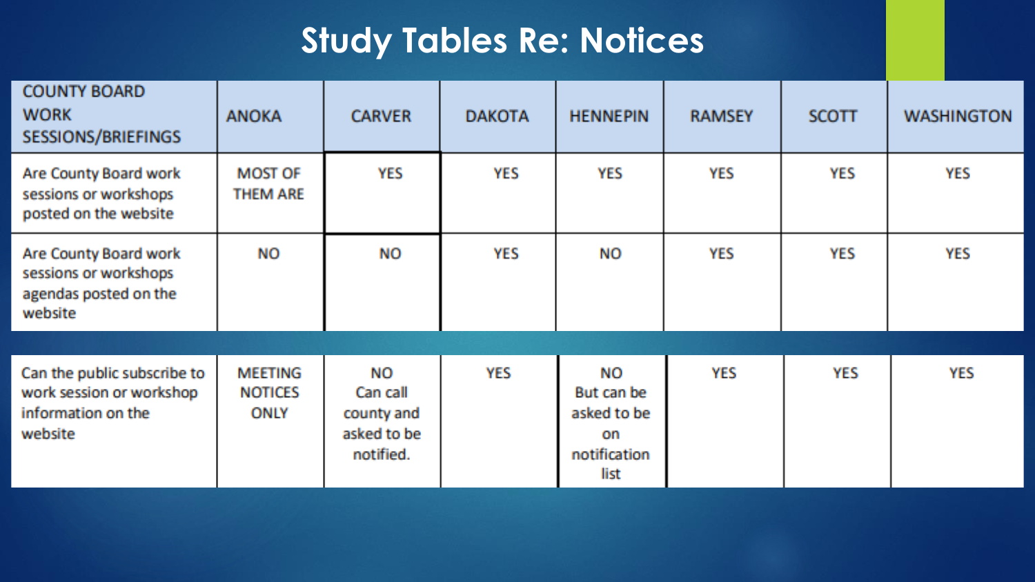# Study Tables Re: Notices

| COUNTY BOARD WORK SESSIONS/BRIEFINGS | ANOKA | CARVER | DAKOTA | HENNEPIN | RAMSEY | SCOTT | WASHINGTON |
|---|---|---|---|---|---|---|---|
| Are County Board work sessions or workshops posted on the website | MOST OF THEM ARE | YES | YES | YES | YES | YES | YES |
| Are County Board work sessions or workshops agendas posted on the website | NO | NO | YES | NO | YES | YES | YES |
| Can the public subscribe to work session or workshop information on the website | MEETING NOTICES ONLY | NO Can call county and asked to be notified. | YES | NO But can be asked to be on notification list | YES | YES | YES |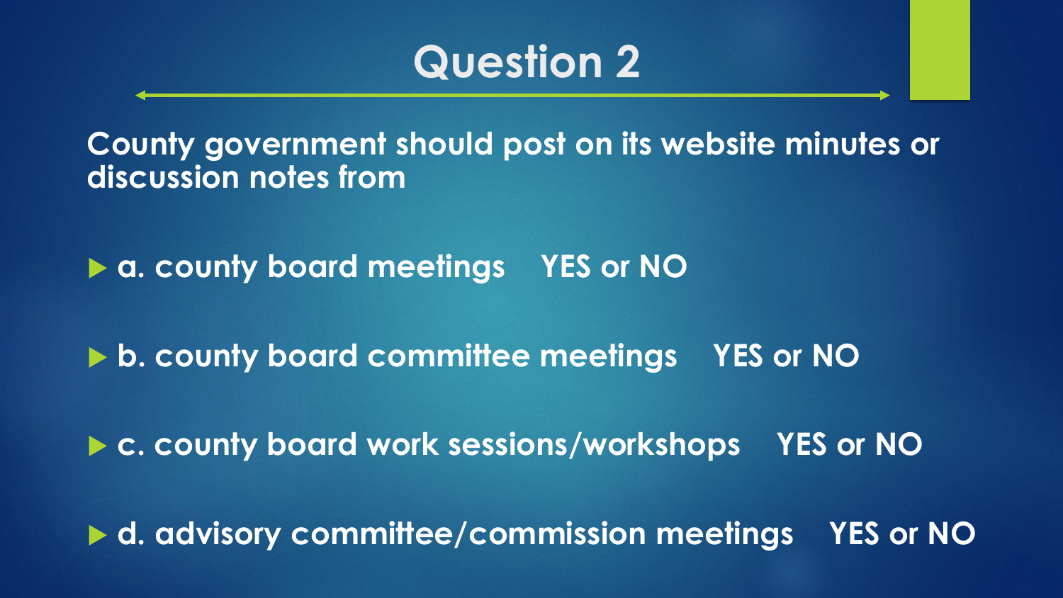# Question 2

**County government should post on its website minutes or discussion notes from**

- **a. county board meetings YES or NO**
- **b. county board committee meetings YES or NO**
- **c. county board work sessions/workshops YES or NO**
- **d. advisory committee/commission meetings YES or NO**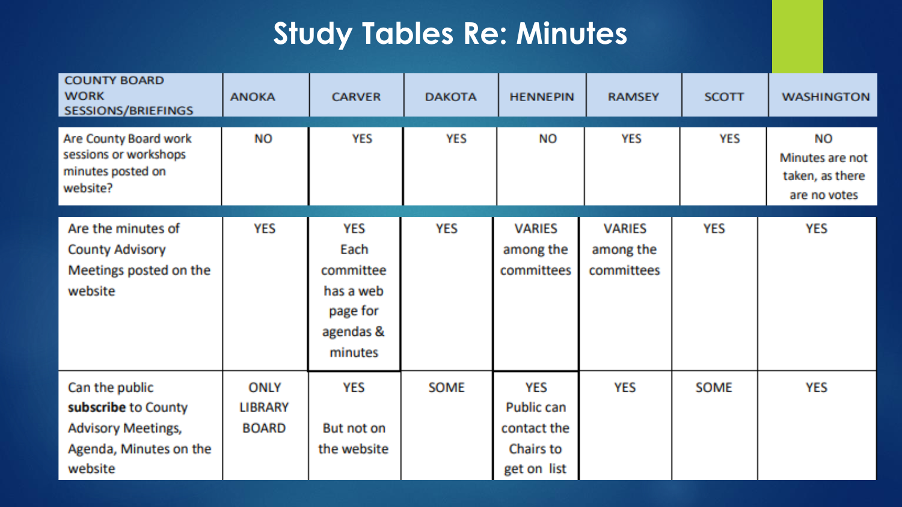# Study Tables Re: Minutes

| COUNTY BOARD WORK SESSIONS/BRIEFINGS | ANOKA | CARVER | DAKOTA | HENNEPIN | RAMSEY | SCOTT | WASHINGTON |
|---|---|---|---|---|---|---|---|
| Are County Board work sessions or workshops minutes posted on website? | NO | YES | YES | NO | YES | YES | NO Minutes are not taken, as there are no votes |
| Are the minutes of County Advisory Meetings posted on the website | YES | YES Each committee has a web page for agendas & minutes | YES | VARIES among the committees | VARIES among the committees | YES | YES |
| Can the public **subscribe** to County Advisory Meetings, Agenda, Minutes on the website | ONLY LIBRARY BOARD | YES But not on the website | SOME | YES Public can contact the Chairs to get on list | YES | SOME | YES |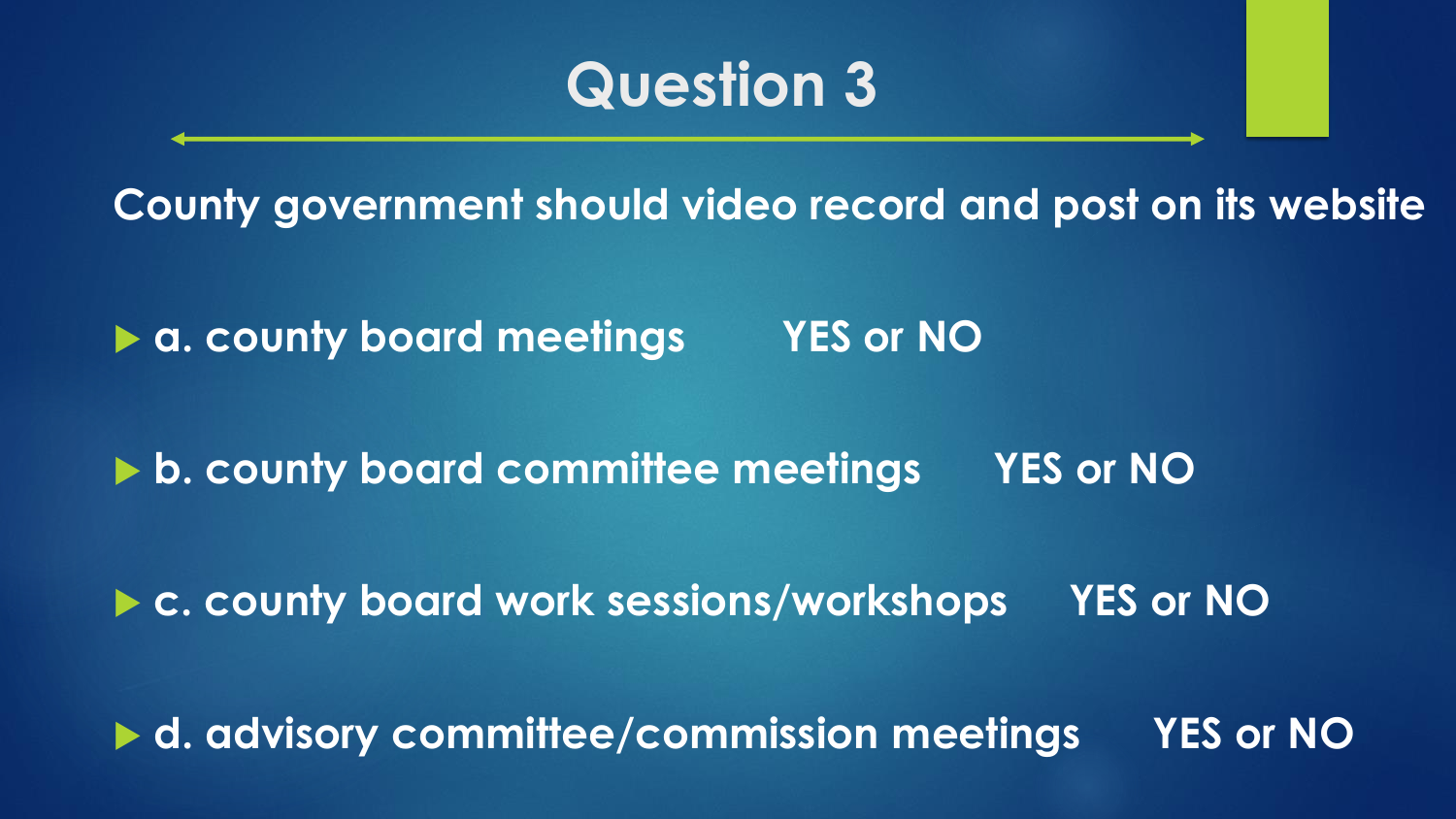# Question 3

**County government should video record and post on its website**

- **a. county board meetings YES or NO**
- **b. county board committee meetings YES or NO**
- **c. county board work sessions/workshops YES or NO**
- **d. advisory committee/commission meetings YES or NO**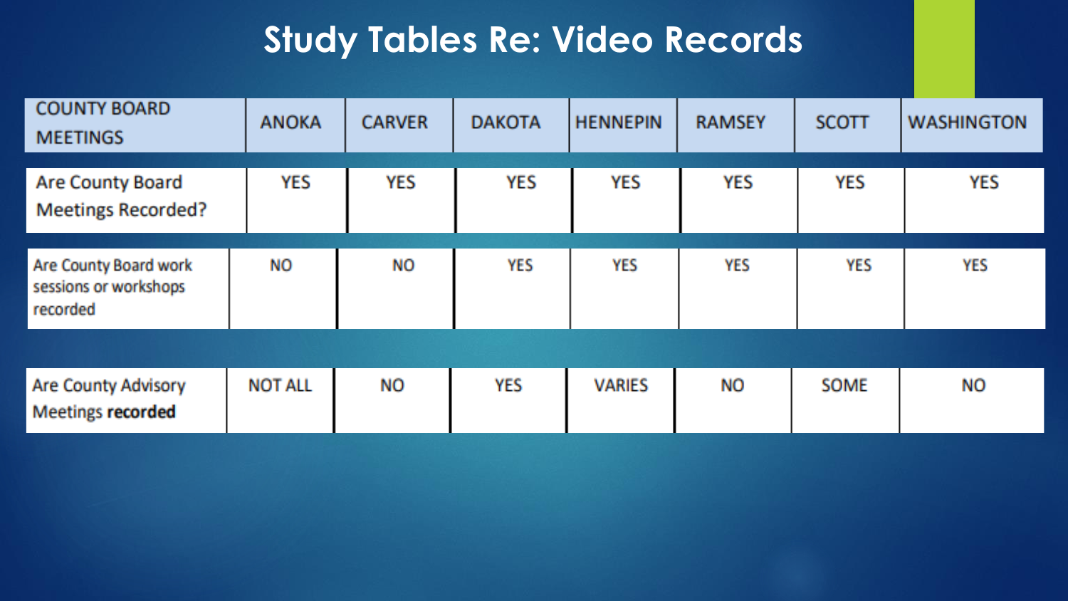# Study Tables Re: Video Records

| COUNTY BOARD MEETINGS | ANOKA | CARVER | DAKOTA | HENNEPIN | RAMSEY | SCOTT | WASHINGTON |
|---|---|---|---|---|---|---|---|
| Are County Board Meetings Recorded? | YES | YES | YES | YES | YES | YES | YES |
| Are County Board work sessions or workshops recorded | NO | NO | YES | YES | YES | YES | YES |
| Are County Advisory Meetings **recorded** | NOT ALL | NO | YES | VARIES | NO | SOME | NO |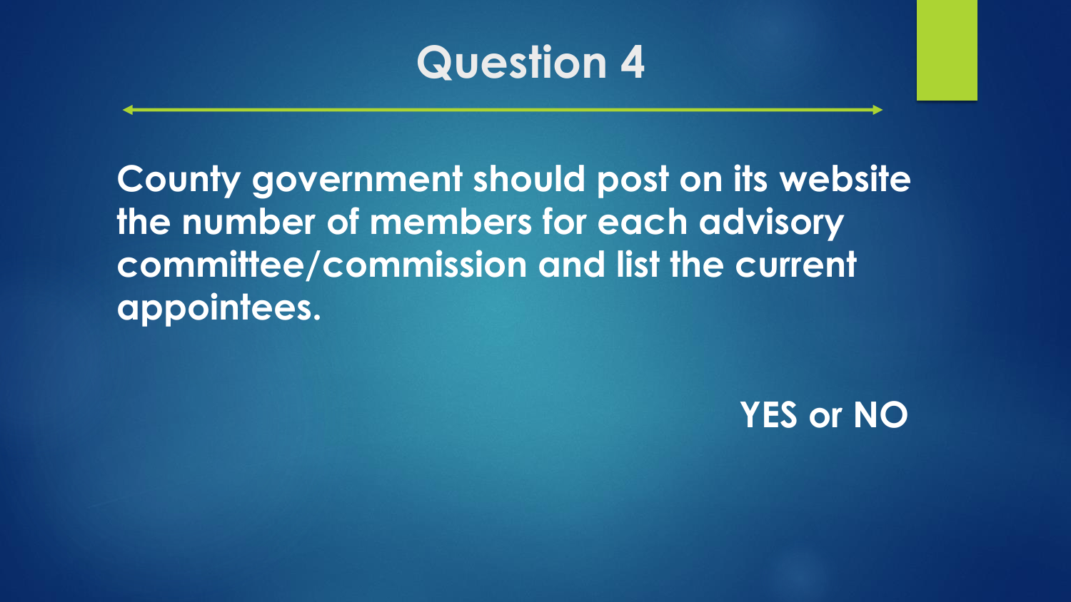# Question 4

**County government should post on its website the number of members for each advisory committee/commission and list the current appointees.**

**YES or NO**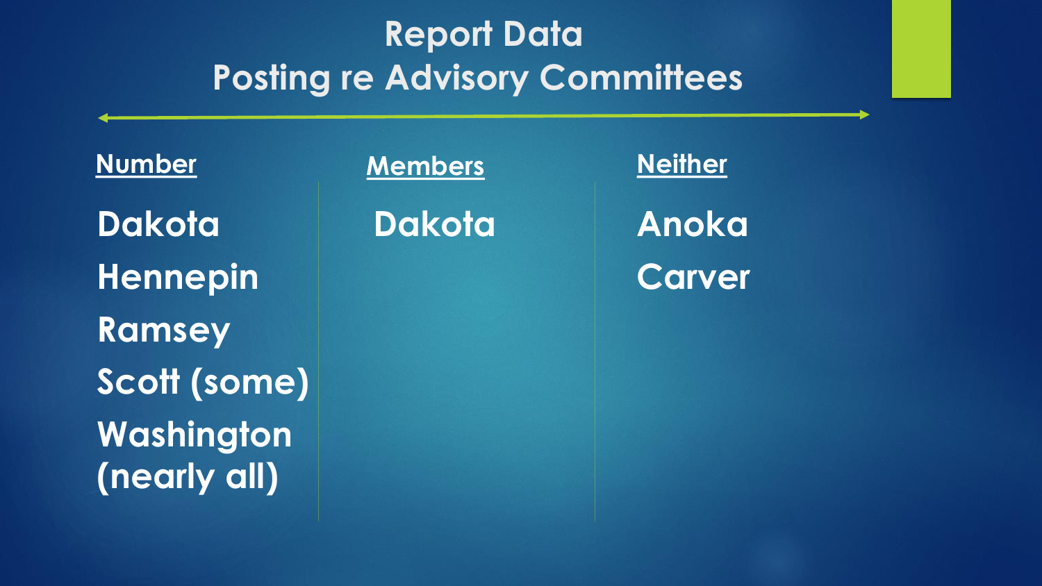# Report Data
## Posting re Advisory Committees

| Number | Members | Neither |
| --- | --- | --- |
| Dakota | Dakota | Anoka |
| Hennepin | | Carver |
| Ramsey | | |
| Scott (some) | | |
| Washington (nearly all) | | |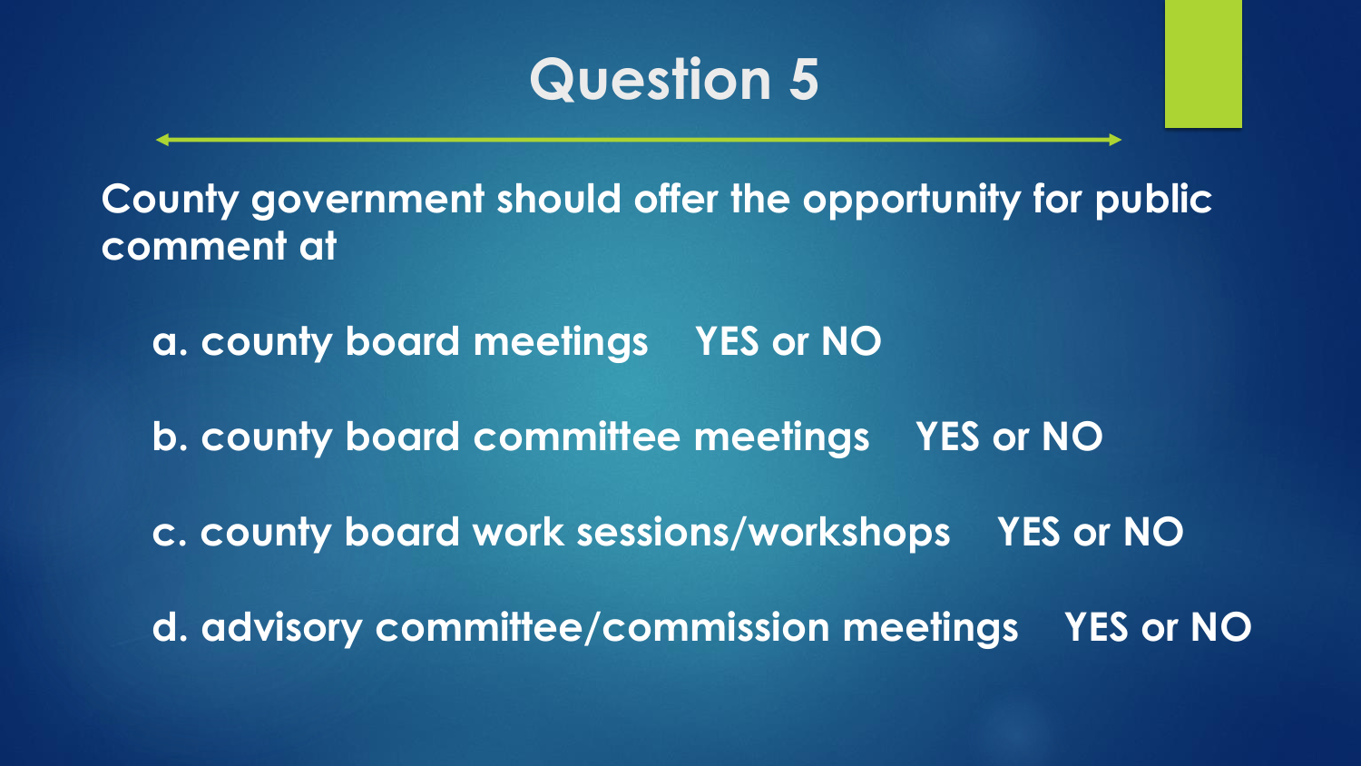# Question 5

**County government should offer the opportunity for public comment at**

**a. county board meetings    YES or NO**

**b. county board committee meetings    YES or NO**

**c. county board work sessions/workshops    YES or NO**

**d. advisory committee/commission meetings    YES or NO**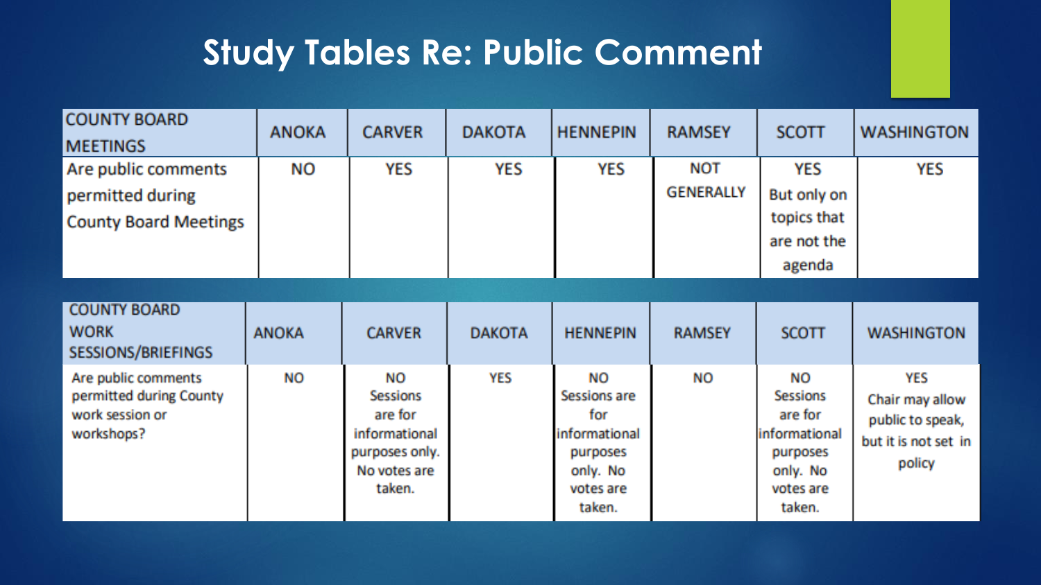# Study Tables Re: Public Comment

| COUNTY BOARD MEETINGS | ANOKA | CARVER | DAKOTA | HENNEPIN | RAMSEY | SCOTT | WASHINGTON |
|---|---|---|---|---|---|---|---|
| Are public comments permitted during County Board Meetings | NO | YES | YES | YES | NOT GENERALLY | YES But only on topics that are not the agenda | YES |

| COUNTY BOARD WORK SESSIONS/BRIEFINGS | ANOKA | CARVER | DAKOTA | HENNEPIN | RAMSEY | SCOTT | WASHINGTON |
|---|---|---|---|---|---|---|---|
| Are public comments permitted during County work session or workshops? | NO | NO Sessions are for informational purposes only. No votes are taken. | YES | NO Sessions are for informational purposes only. No votes are taken. | NO | NO Sessions are for informational purposes only. No votes are taken. | YES Chair may allow public to speak, but it is not set in policy |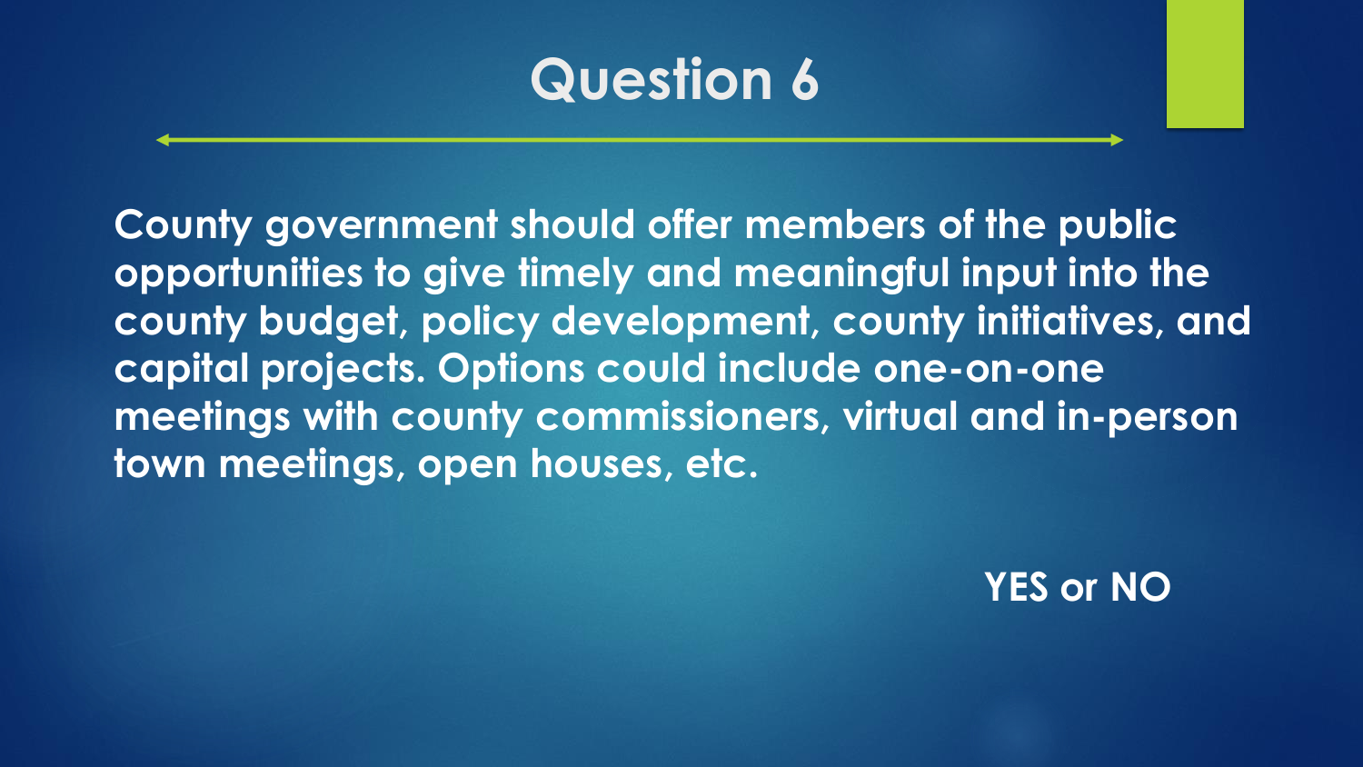# Question 6

**County government should offer members of the public opportunities to give timely and meaningful input into the county budget, policy development, county initiatives, and capital projects. Options could include one-on-one meetings with county commissioners, virtual and in-person town meetings, open houses, etc.**

**YES or NO**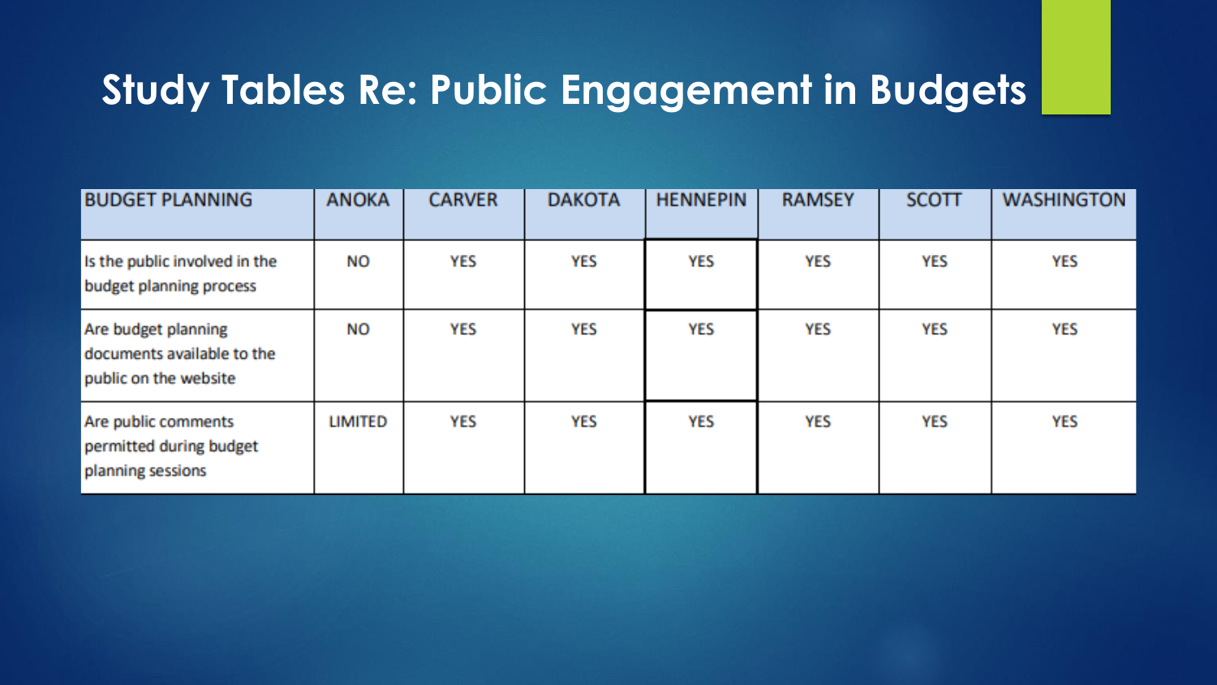# Study Tables Re: Public Engagement in Budgets

| BUDGET PLANNING | ANOKA | CARVER | DAKOTA | HENNEPIN | RAMSEY | SCOTT | WASHINGTON |
|---|---|---|---|---|---|---|---|
| Is the public involved in the budget planning process | NO | YES | YES | YES | YES | YES | YES |
| Are budget planning documents available to the public on the website | NO | YES | YES | YES | YES | YES | YES |
| Are public comments permitted during budget planning sessions | LIMITED | YES | YES | YES | YES | YES | YES |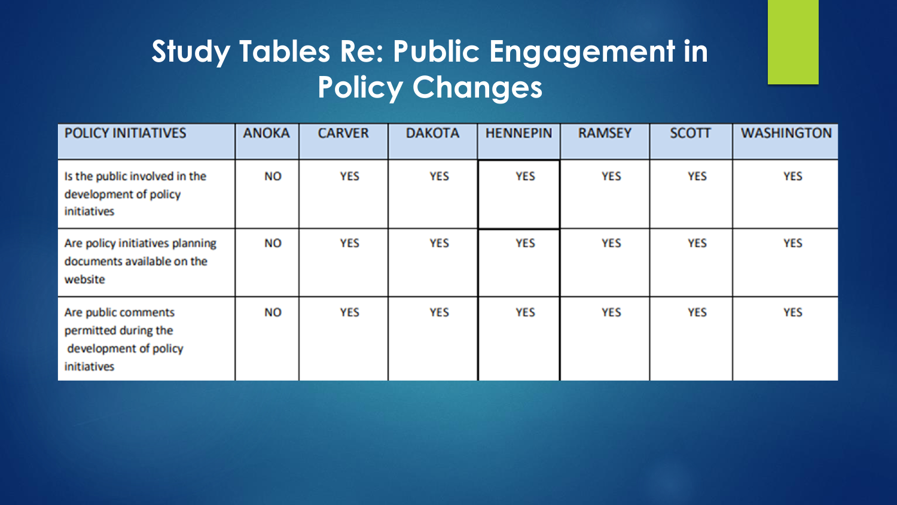# Study Tables Re: Public Engagement in Policy Changes

| POLICY INITIATIVES | ANOKA | CARVER | DAKOTA | HENNEPIN | RAMSEY | SCOTT | WASHINGTON |
|---|---|---|---|---|---|---|---|
| Is the public involved in the development of policy initiatives | NO | YES | YES | YES | YES | YES | YES |
| Are policy initiatives planning documents available on the website | NO | YES | YES | YES | YES | YES | YES |
| Are public comments permitted during the development of policy initiatives | NO | YES | YES | YES | YES | YES | YES |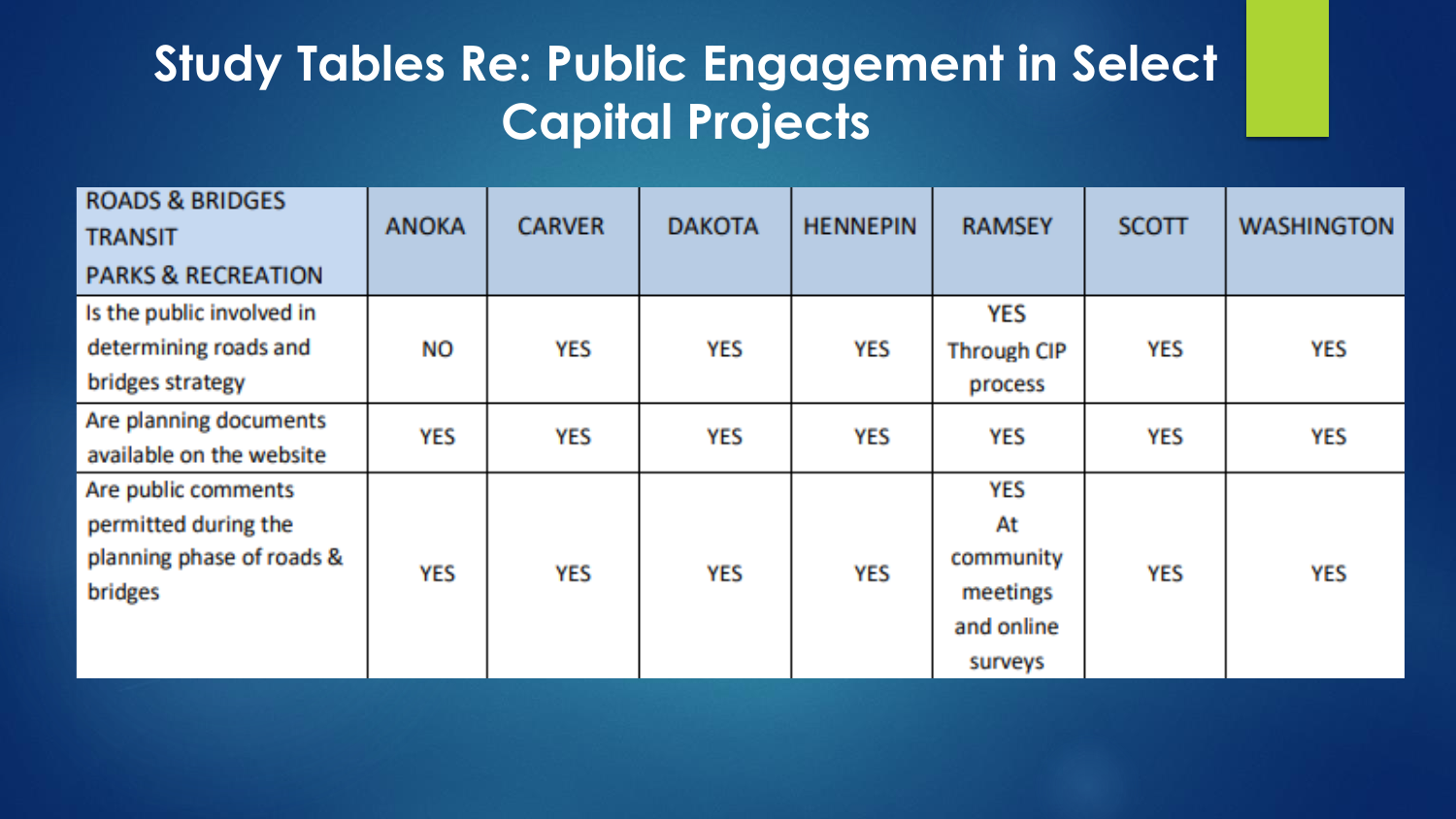# Study Tables Re: Public Engagement in Select Capital Projects

| ROADS & BRIDGES<br>TRANSIT<br>PARKS & RECREATION | ANOKA | CARVER | DAKOTA | HENNEPIN | RAMSEY | SCOTT | WASHINGTON |
|---|---|---|---|---|---|---|---|
| Is the public involved in determining roads and bridges strategy | NO | YES | YES | YES | YES<br>Through CIP process | YES | YES |
| Are planning documents available on the website | YES | YES | YES | YES | YES | YES | YES |
| Are public comments permitted during the planning phase of roads & bridges | YES | YES | YES | YES | YES<br>At community meetings and online surveys | YES | YES |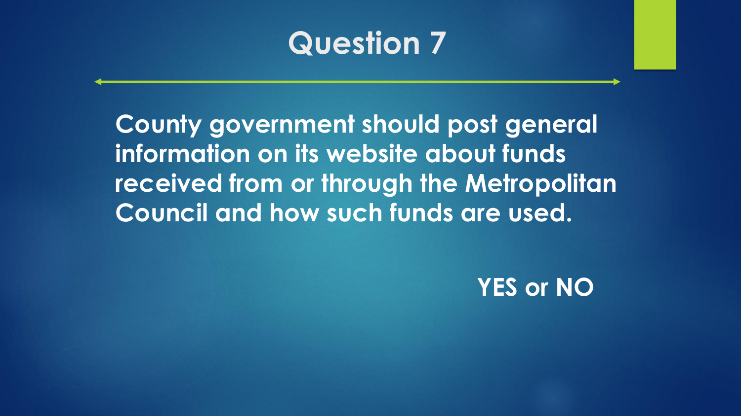# Question 7

**County government should post general information on its website about funds received from or through the Metropolitan Council and how such funds are used.**

**YES or NO**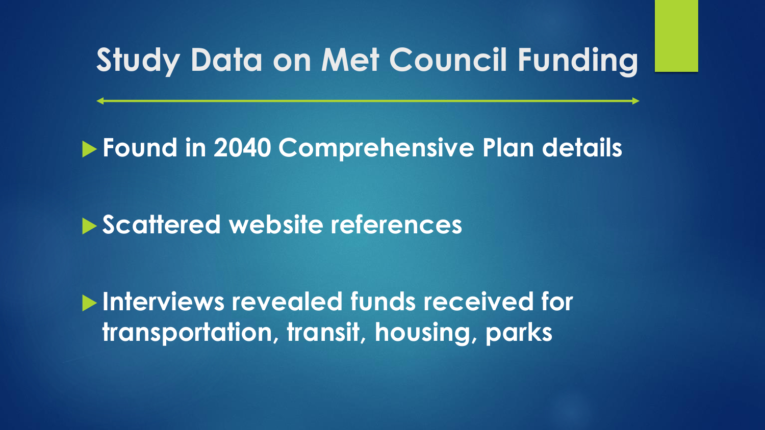# Study Data on Met Council Funding

- **Found in 2040 Comprehensive Plan details**
- **Scattered website references**
- **Interviews revealed funds received for transportation, transit, housing, parks**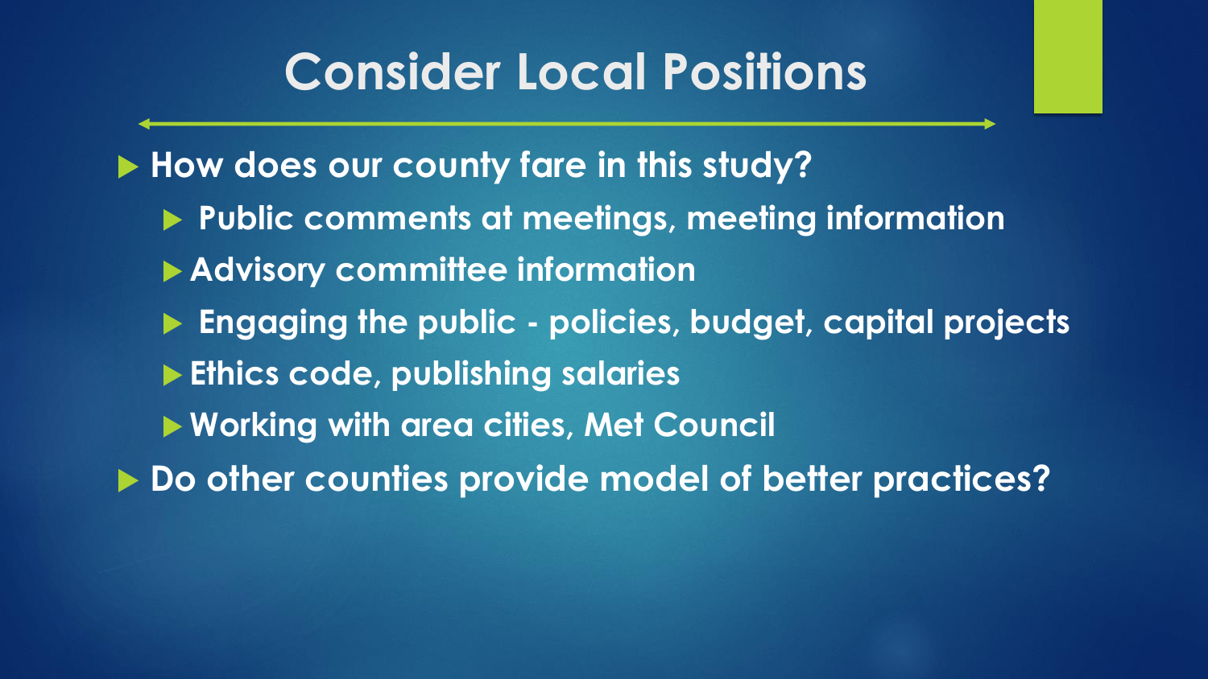# Consider Local Positions

- How does our county fare in this study?
  - Public comments at meetings, meeting information
  - Advisory committee information
  - Engaging the public - policies, budget, capital projects
  - Ethics code, publishing salaries
  - Working with area cities, Met Council
- Do other counties provide model of better practices?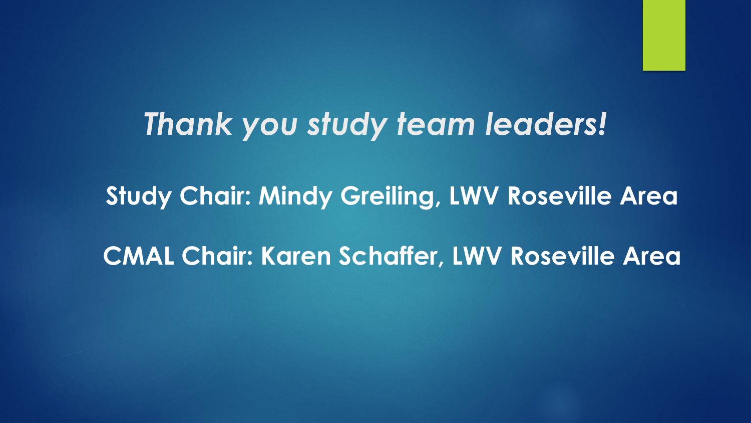# *Thank you study team leaders!*

**Study Chair: Mindy Greiling, LWV Roseville Area**

**CMAL Chair: Karen Schaffer, LWV Roseville Area**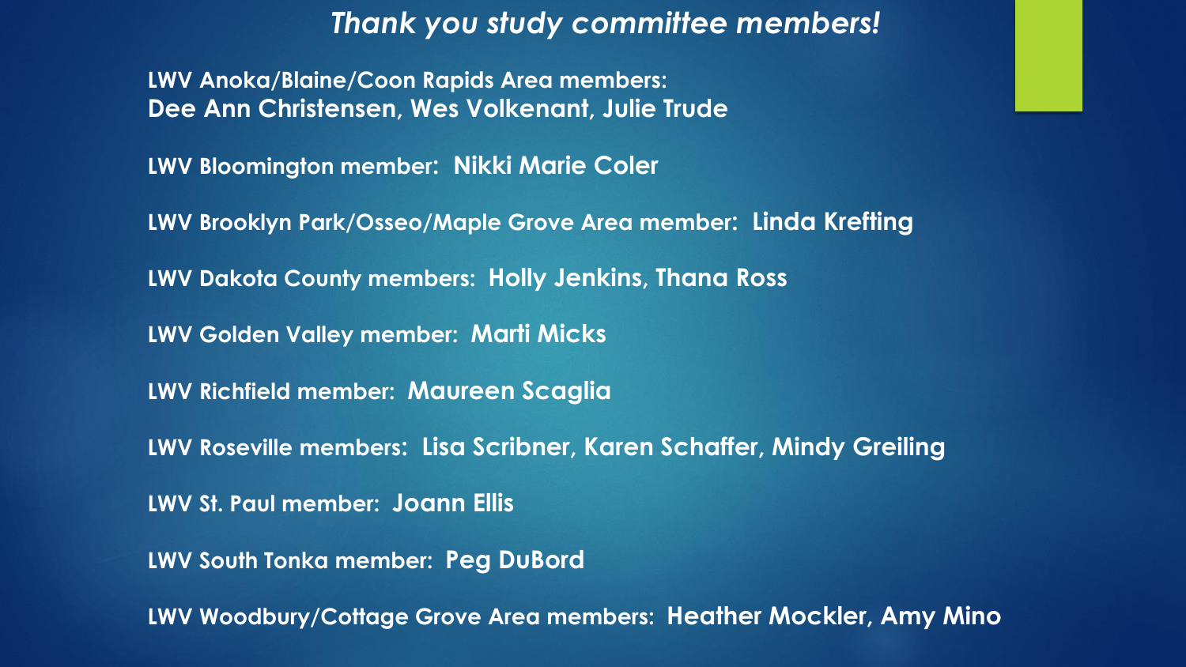# *Thank you study committee members!*

**LWV Anoka/Blaine/Coon Rapids Area members:**
**Dee Ann Christensen, Wes Volkenant, Julie Trude**

**LWV Bloomington member: Nikki Marie Coler**

**LWV Brooklyn Park/Osseo/Maple Grove Area member: Linda Krefting**

**LWV Dakota County members: Holly Jenkins, Thana Ross**

**LWV Golden Valley member: Marti Micks**

**LWV Richfield member: Maureen Scaglia**

**LWV Roseville members: Lisa Scribner, Karen Schaffer, Mindy Greiling**

**LWV St. Paul member: Joann Ellis**

**LWV South Tonka member: Peg DuBord**

**LWV Woodbury/Cottage Grove Area members: Heather Mockler, Amy Mino**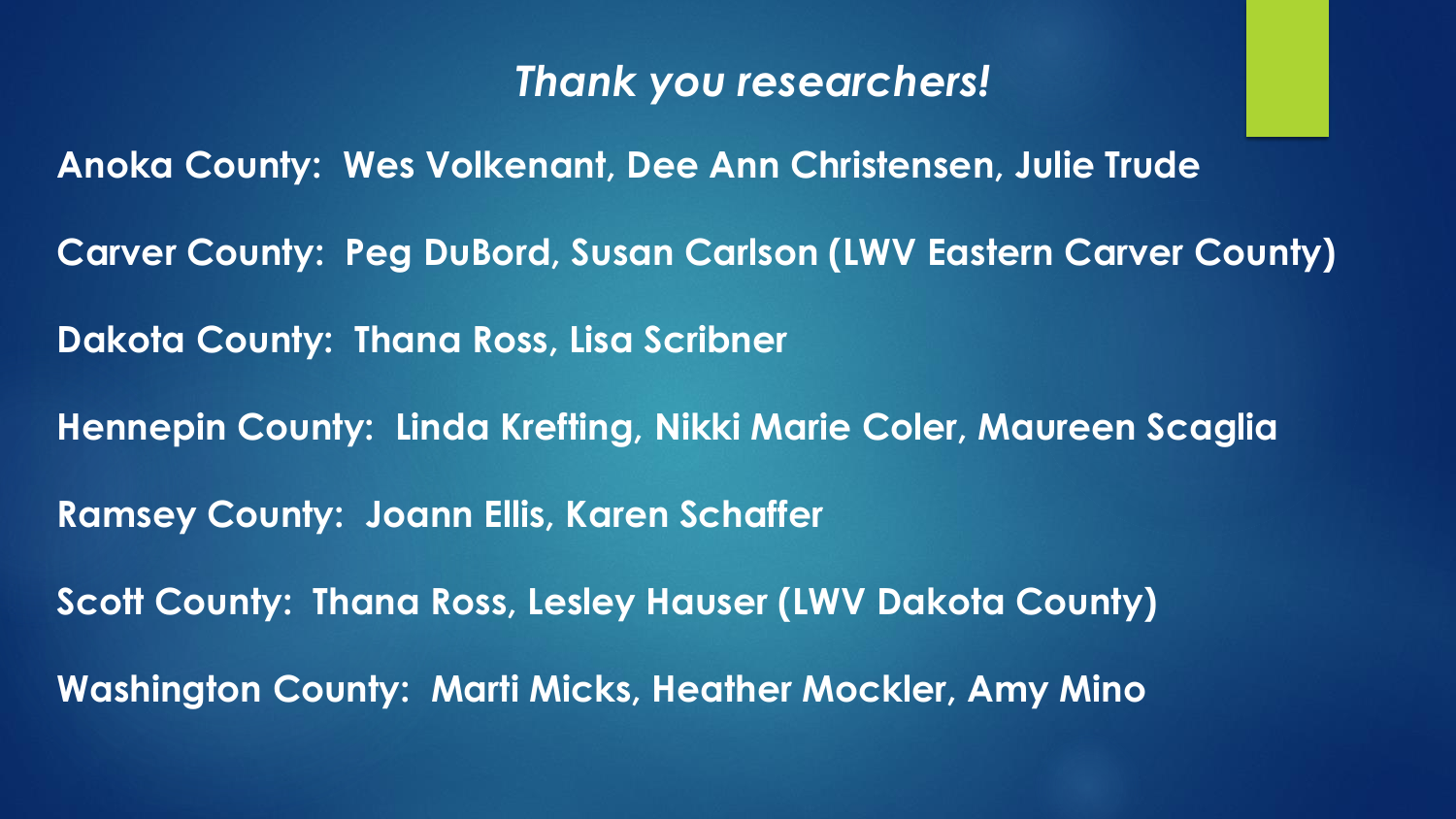## *Thank you researchers!*

**Anoka County: Wes Volkenant, Dee Ann Christensen, Julie Trude**

**Carver County: Peg DuBord, Susan Carlson (LWV Eastern Carver County)**

**Dakota County: Thana Ross, Lisa Scribner**

**Hennepin County: Linda Krefting, Nikki Marie Coler, Maureen Scaglia**

**Ramsey County: Joann Ellis, Karen Schaffer**

**Scott County: Thana Ross, Lesley Hauser (LWV Dakota County)**

**Washington County: Marti Micks, Heather Mockler, Amy Mino**